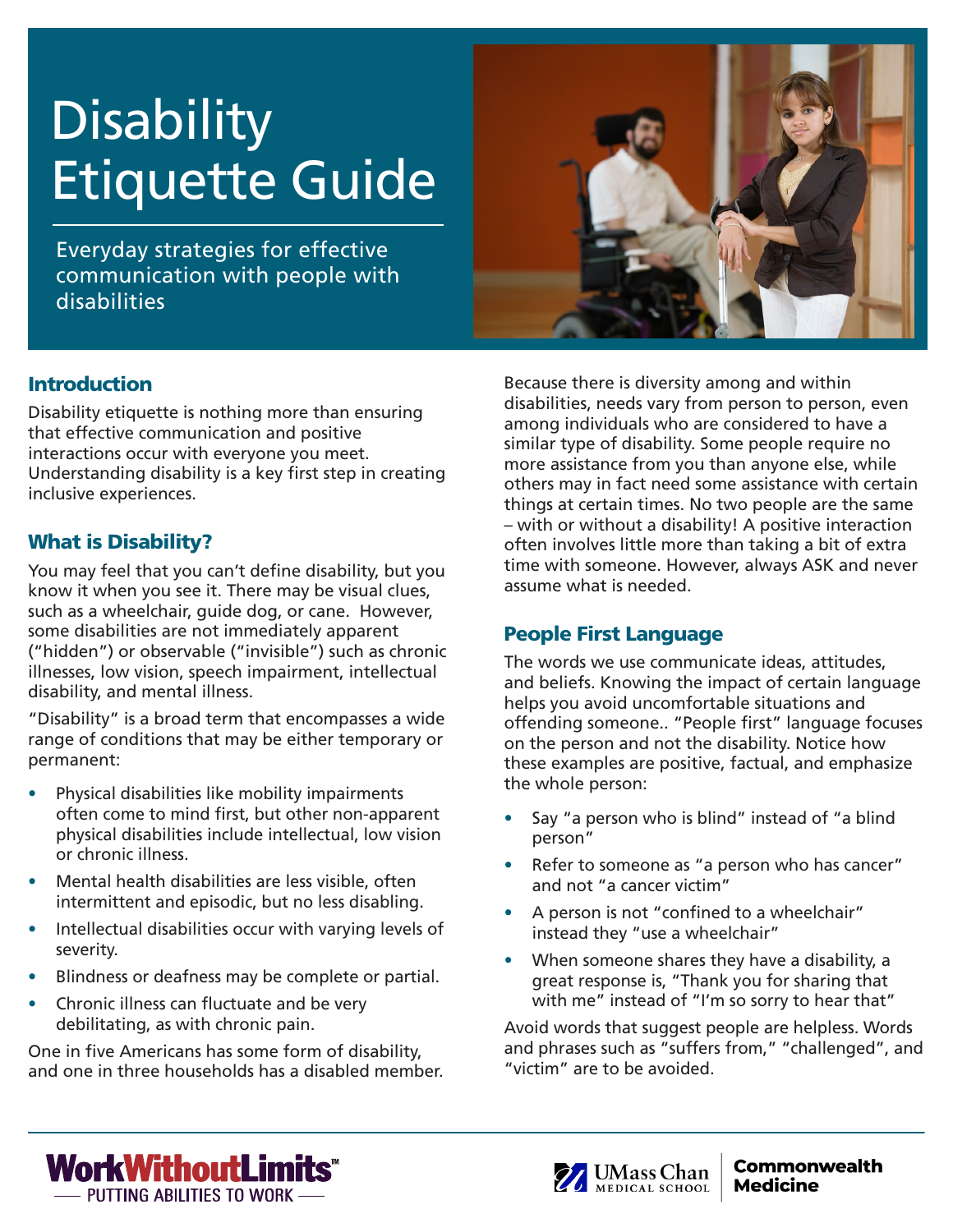# Disability Etiquette Guide

Everyday strategies for effective communication with people with disabilities

## Introduction

Disability etiquette is nothing more than ensuring that effective communication and positive interactions occur with everyone you meet. Understanding disability is a key first step in creating inclusive experiences.

## What is Disability?

You may feel that you can't define disability, but you know it when you see it. There may be visual clues, such as a wheelchair, guide dog, or cane. However, some disabilities are not immediately apparent ("hidden") or observable ("invisible") such as chronic illnesses, low vision, speech impairment, intellectual disability, and mental illness.

"Disability" is a broad term that encompasses a wide range of conditions that may be either temporary or permanent:

- Physical disabilities like mobility impairments often come to mind first, but other non-apparent physical disabilities include intellectual, low vision or chronic illness.
- Mental health disabilities are less visible, often intermittent and episodic, but no less disabling.
- Intellectual disabilities occur with varying levels of severity.
- Blindness or deafness may be complete or partial.
- Chronic illness can fluctuate and be very debilitating, as with chronic pain.

One in five Americans has some form of disability, and one in three households has a disabled member.

Because there is diversity among and within disabilities, needs vary from person to person, even among individuals who are considered to have a similar type of disability. Some people require no more assistance from you than anyone else, while others may in fact need some assistance with certain things at certain times. No two people are the same – with or without a disability! A positive interaction often involves little more than taking a bit of extra time with someone. However, always ASK and never assume what is needed.

## People First Language

The words we use communicate ideas, attitudes, and beliefs. Knowing the impact of certain language helps you avoid uncomfortable situations and offending someone.. "People first" language focuses on the person and not the disability. Notice how these examples are positive, factual, and emphasize the whole person:

- Say "a person who is blind" instead of "a blind person"
- Refer to someone as "a person who has cancer" and not "a cancer victim"
- A person is not "confined to a wheelchair" instead they "use a wheelchair"
- When someone shares they have a disability, a great response is, "Thank you for sharing that with me" instead of "I'm so sorry to hear that"

Avoid words that suggest people are helpless. Words and phrases such as "suffers from," "challenged", and "victim" are to be avoided.

WorkWithoutLimits™ — PUTTING ABILITIES TO WORK —

UMass Chan Medical School | Commonwealth Medicine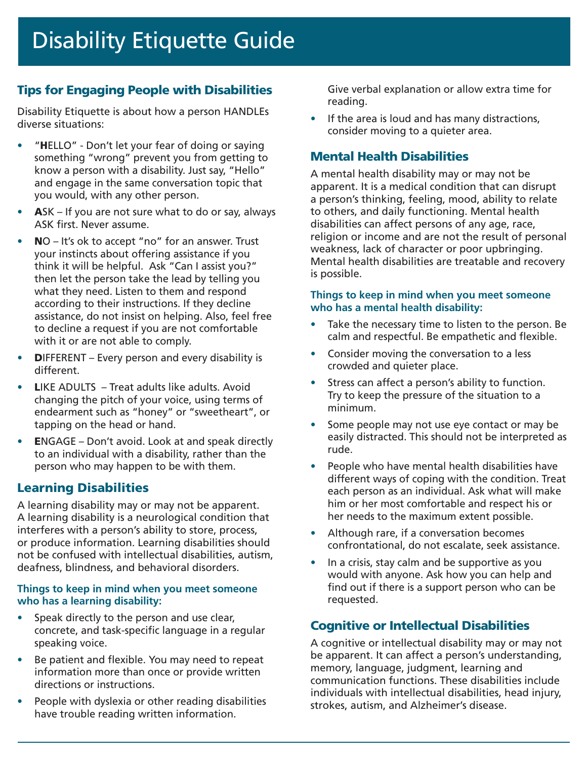# Disability Etiquette Guide

## Tips for Engaging People with Disabilities

Disability Etiquette is about how a person HANDLEs diverse situations:

- "**H**ELLO" - Don't let your fear of doing or saying something "wrong" prevent you from getting to know a person with a disability. Just say, "Hello" and engage in the same conversation topic that you would, with any other person.
- **A**SK – If you are not sure what to do or say, always ASK first. Never assume.
- **N**O – It's ok to accept "no" for an answer. Trust your instincts about offering assistance if you think it will be helpful. Ask "Can I assist you?" then let the person take the lead by telling you what they need. Listen to them and respond according to their instructions. If they decline assistance, do not insist on helping. Also, feel free to decline a request if you are not comfortable with it or are not able to comply.
- **D**IFFERENT – Every person and every disability is different.
- **L**IKE ADULTS – Treat adults like adults. Avoid changing the pitch of your voice, using terms of endearment such as "honey" or "sweetheart", or tapping on the head or hand.
- **E**NGAGE – Don't avoid. Look at and speak directly to an individual with a disability, rather than the person who may happen to be with them.

## Learning Disabilities

A learning disability may or may not be apparent. A learning disability is a neurological condition that interferes with a person's ability to store, process, or produce information. Learning disabilities should not be confused with intellectual disabilities, autism, deafness, blindness, and behavioral disorders.

### Things to keep in mind when you meet someone who has a learning disability:

- Speak directly to the person and use clear, concrete, and task-specific language in a regular speaking voice.
- Be patient and flexible. You may need to repeat information more than once or provide written directions or instructions.
- People with dyslexia or other reading disabilities have trouble reading written information. Give verbal explanation or allow extra time for reading.
- If the area is loud and has many distractions, consider moving to a quieter area.

## Mental Health Disabilities

A mental health disability may or may not be apparent. It is a medical condition that can disrupt a person's thinking, feeling, mood, ability to relate to others, and daily functioning. Mental health disabilities can affect persons of any age, race, religion or income and are not the result of personal weakness, lack of character or poor upbringing. Mental health disabilities are treatable and recovery is possible.

### Things to keep in mind when you meet someone who has a mental health disability:

- Take the necessary time to listen to the person. Be calm and respectful. Be empathetic and flexible.
- Consider moving the conversation to a less crowded and quieter place.
- Stress can affect a person's ability to function. Try to keep the pressure of the situation to a minimum.
- Some people may not use eye contact or may be easily distracted. This should not be interpreted as rude.
- People who have mental health disabilities have different ways of coping with the condition. Treat each person as an individual. Ask what will make him or her most comfortable and respect his or her needs to the maximum extent possible.
- Although rare, if a conversation becomes confrontational, do not escalate, seek assistance.
- In a crisis, stay calm and be supportive as you would with anyone. Ask how you can help and find out if there is a support person who can be requested.

## Cognitive or Intellectual Disabilities

A cognitive or intellectual disability may or may not be apparent. It can affect a person's understanding, memory, language, judgment, learning and communication functions. These disabilities include individuals with intellectual disabilities, head injury, strokes, autism, and Alzheimer's disease.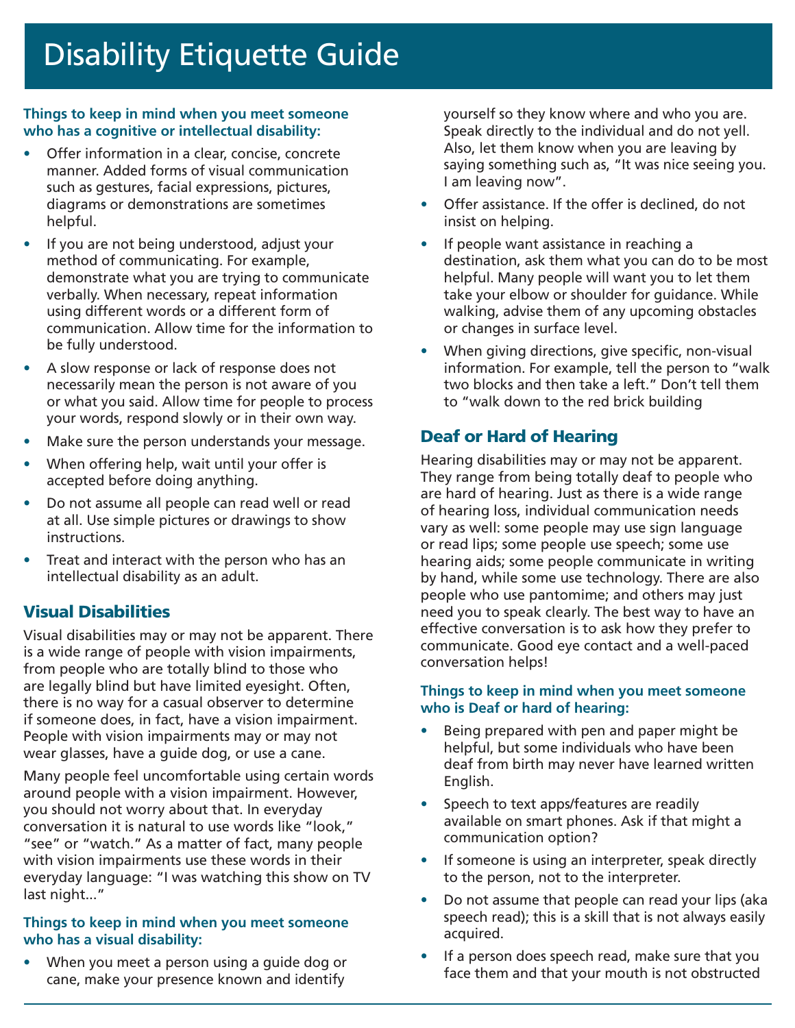# Disability Etiquette Guide

**Things to keep in mind when you meet someone who has a cognitive or intellectual disability:**

- Offer information in a clear, concise, concrete manner. Added forms of visual communication such as gestures, facial expressions, pictures, diagrams or demonstrations are sometimes helpful.
- If you are not being understood, adjust your method of communicating. For example, demonstrate what you are trying to communicate verbally. When necessary, repeat information using different words or a different form of communication. Allow time for the information to be fully understood.
- A slow response or lack of response does not necessarily mean the person is not aware of you or what you said. Allow time for people to process your words, respond slowly or in their own way.
- Make sure the person understands your message.
- When offering help, wait until your offer is accepted before doing anything.
- Do not assume all people can read well or read at all. Use simple pictures or drawings to show instructions.
- Treat and interact with the person who has an intellectual disability as an adult.

## Visual Disabilities

Visual disabilities may or may not be apparent. There is a wide range of people with vision impairments, from people who are totally blind to those who are legally blind but have limited eyesight. Often, there is no way for a casual observer to determine if someone does, in fact, have a vision impairment. People with vision impairments may or may not wear glasses, have a guide dog, or use a cane.

Many people feel uncomfortable using certain words around people with a vision impairment. However, you should not worry about that. In everyday conversation it is natural to use words like "look," "see" or "watch." As a matter of fact, many people with vision impairments use these words in their everyday language: "I was watching this show on TV last night..."

**Things to keep in mind when you meet someone who has a visual disability:**

- When you meet a person using a guide dog or cane, make your presence known and identify yourself so they know where and who you are. Speak directly to the individual and do not yell. Also, let them know when you are leaving by saying something such as, "It was nice seeing you. I am leaving now".
- Offer assistance. If the offer is declined, do not insist on helping.
- If people want assistance in reaching a destination, ask them what you can do to be most helpful. Many people will want you to let them take your elbow or shoulder for guidance. While walking, advise them of any upcoming obstacles or changes in surface level.
- When giving directions, give specific, non-visual information. For example, tell the person to "walk two blocks and then take a left." Don't tell them to "walk down to the red brick building

## Deaf or Hard of Hearing

Hearing disabilities may or may not be apparent. They range from being totally deaf to people who are hard of hearing. Just as there is a wide range of hearing loss, individual communication needs vary as well: some people may use sign language or read lips; some people use speech; some use hearing aids; some people communicate in writing by hand, while some use technology. There are also people who use pantomime; and others may just need you to speak clearly. The best way to have an effective conversation is to ask how they prefer to communicate. Good eye contact and a well-paced conversation helps!

**Things to keep in mind when you meet someone who is Deaf or hard of hearing:**

- Being prepared with pen and paper might be helpful, but some individuals who have been deaf from birth may never have learned written English.
- Speech to text apps/features are readily available on smart phones. Ask if that might a communication option?
- If someone is using an interpreter, speak directly to the person, not to the interpreter.
- Do not assume that people can read your lips (aka speech read); this is a skill that is not always easily acquired.
- If a person does speech read, make sure that you face them and that your mouth is not obstructed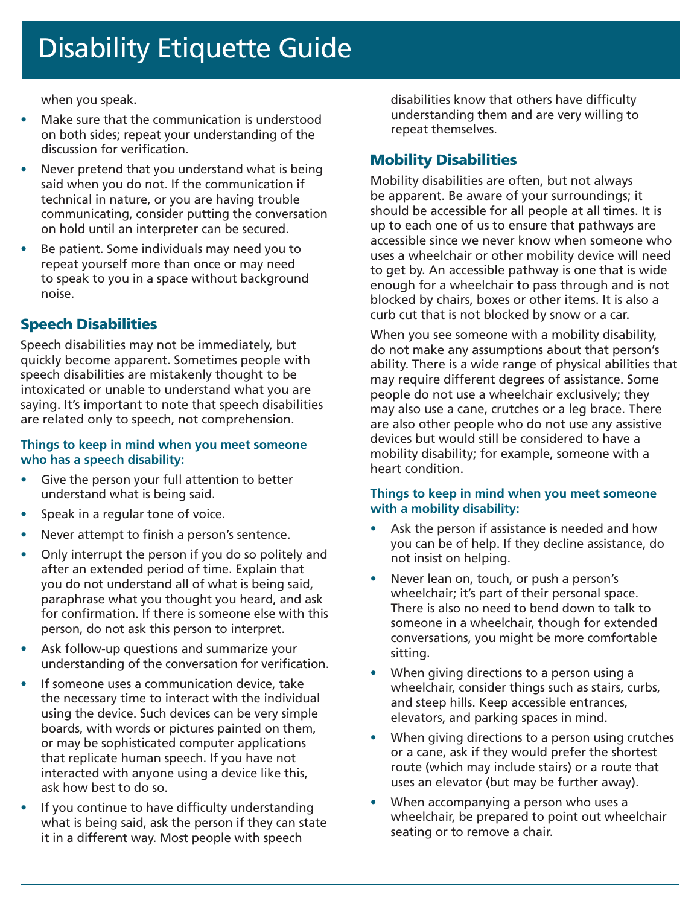when you speak.

- Make sure that the communication is understood on both sides; repeat your understanding of the discussion for verification.
- Never pretend that you understand what is being said when you do not. If the communication if technical in nature, or you are having trouble communicating, consider putting the conversation on hold until an interpreter can be secured.
- Be patient. Some individuals may need you to repeat yourself more than once or may need to speak to you in a space without background noise.

## Speech Disabilities

Speech disabilities may not be immediately, but quickly become apparent. Sometimes people with speech disabilities are mistakenly thought to be intoxicated or unable to understand what you are saying. It's important to note that speech disabilities are related only to speech, not comprehension.

### Things to keep in mind when you meet someone who has a speech disability:

- Give the person your full attention to better understand what is being said.
- Speak in a regular tone of voice.
- Never attempt to finish a person's sentence.
- Only interrupt the person if you do so politely and after an extended period of time. Explain that you do not understand all of what is being said, paraphrase what you thought you heard, and ask for confirmation. If there is someone else with this person, do not ask this person to interpret.
- Ask follow-up questions and summarize your understanding of the conversation for verification.
- If someone uses a communication device, take the necessary time to interact with the individual using the device. Such devices can be very simple boards, with words or pictures painted on them, or may be sophisticated computer applications that replicate human speech. If you have not interacted with anyone using a device like this, ask how best to do so.
- If you continue to have difficulty understanding what is being said, ask the person if they can state it in a different way. Most people with speech disabilities know that others have difficulty understanding them and are very willing to repeat themselves.

## Mobility Disabilities

Mobility disabilities are often, but not always be apparent. Be aware of your surroundings; it should be accessible for all people at all times. It is up to each one of us to ensure that pathways are accessible since we never know when someone who uses a wheelchair or other mobility device will need to get by. An accessible pathway is one that is wide enough for a wheelchair to pass through and is not blocked by chairs, boxes or other items. It is also a curb cut that is not blocked by snow or a car.

When you see someone with a mobility disability, do not make any assumptions about that person's ability. There is a wide range of physical abilities that may require different degrees of assistance. Some people do not use a wheelchair exclusively; they may also use a cane, crutches or a leg brace. There are also other people who do not use any assistive devices but would still be considered to have a mobility disability; for example, someone with a heart condition.

### Things to keep in mind when you meet someone with a mobility disability:

- Ask the person if assistance is needed and how you can be of help. If they decline assistance, do not insist on helping.
- Never lean on, touch, or push a person's wheelchair; it's part of their personal space. There is also no need to bend down to talk to someone in a wheelchair, though for extended conversations, you might be more comfortable sitting.
- When giving directions to a person using a wheelchair, consider things such as stairs, curbs, and steep hills. Keep accessible entrances, elevators, and parking spaces in mind.
- When giving directions to a person using crutches or a cane, ask if they would prefer the shortest route (which may include stairs) or a route that uses an elevator (but may be further away).
- When accompanying a person who uses a wheelchair, be prepared to point out wheelchair seating or to remove a chair.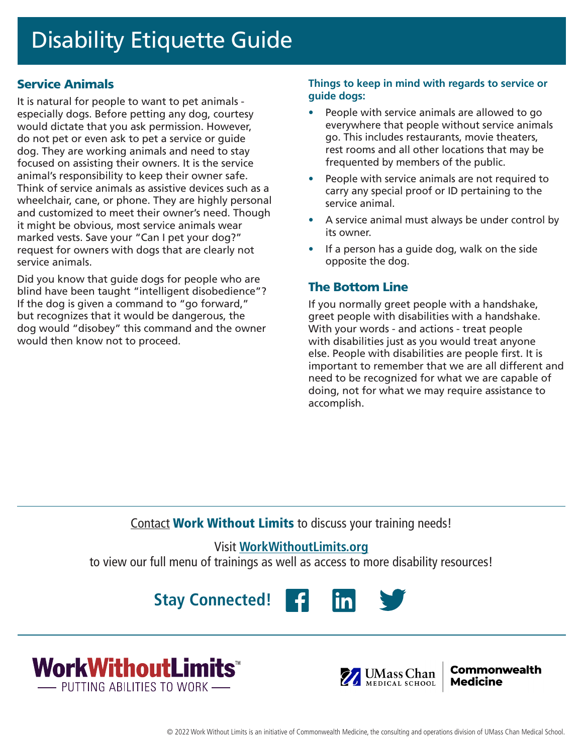# Disability Etiquette Guide

## Service Animals

It is natural for people to want to pet animals - especially dogs. Before petting any dog, courtesy would dictate that you ask permission. However, do not pet or even ask to pet a service or guide dog. They are working animals and need to stay focused on assisting their owners. It is the service animal's responsibility to keep their owner safe. Think of service animals as assistive devices such as a wheelchair, cane, or phone. They are highly personal and customized to meet their owner's need. Though it might be obvious, most service animals wear marked vests. Save your "Can I pet your dog?" request for owners with dogs that are clearly not service animals.

Did you know that guide dogs for people who are blind have been taught "intelligent disobedience"? If the dog is given a command to "go forward," but recognizes that it would be dangerous, the dog would "disobey" this command and the owner would then know not to proceed.

### Things to keep in mind with regards to service or guide dogs:

- People with service animals are allowed to go everywhere that people without service animals go. This includes restaurants, movie theaters, rest rooms and all other locations that may be frequented by members of the public.
- People with service animals are not required to carry any special proof or ID pertaining to the service animal.
- A service animal must always be under control by its owner.
- If a person has a guide dog, walk on the side opposite the dog.

## The Bottom Line

If you normally greet people with a handshake, greet people with disabilities with a handshake. With your words - and actions - treat people with disabilities just as you would treat anyone else. People with disabilities are people first. It is important to remember that we are all different and need to be recognized for what we are capable of doing, not for what we may require assistance to accomplish.

---

Contact **Work Without Limits** to discuss your training needs!

Visit **WorkWithoutLimits.org**
to view our full menu of trainings as well as access to more disability resources!

**Stay Connected!**

---

WorkWithoutLimits™
PUTTING ABILITIES TO WORK

UMass Chan Medical School | Commonwealth Medicine

© 2022 Work Without Limits is an initiative of Commonwealth Medicine, the consulting and operations division of UMass Chan Medical School.